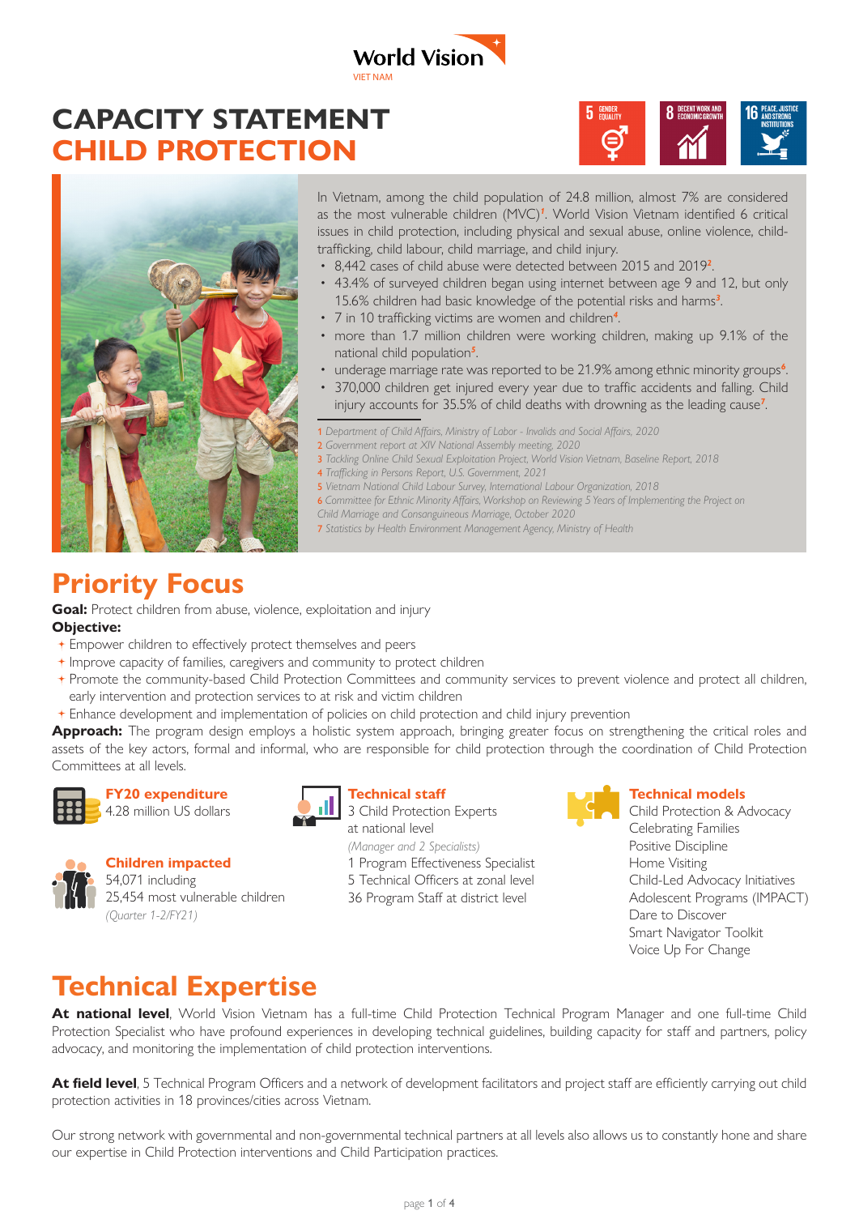World Vision
VIET NAM

# CAPACITY STATEMENT
# CHILD PROTECTION

5 GENDER EQUALITY | 8 DECENT WORK AND ECONOMIC GROWTH | 16 PEACE, JUSTICE AND STRONG INSTITUTIONS

In Vietnam, among the child population of 24.8 million, almost 7% are considered as the most vulnerable children (MVC)[1]. World Vision Vietnam identified 6 critical issues in child protection, including physical and sexual abuse, online violence, child-trafficking, child labour, child marriage, and child injury.

- 8,442 cases of child abuse were detected between 2015 and 2019[2].
- 43.4% of surveyed children began using internet between age 9 and 12, but only 15.6% children had basic knowledge of the potential risks and harms[3].
- 7 in 10 trafficking victims are women and children[4].
- more than 1.7 million children were working children, making up 9.1% of the national child population[5].
- underage marriage rate was reported to be 21.9% among ethnic minority groups[6].
- 370,000 children get injured every year due to traffic accidents and falling. Child injury accounts for 35.5% of child deaths with drowning as the leading cause[7].

1 *Department of Child Affairs, Ministry of Labor - Invalids and Social Affairs, 2020*
2 *Government report at XIV National Assembly meeting, 2020*
3 *Tackling Online Child Sexual Exploitation Project, World Vision Vietnam, Baseline Report, 2018*
4 *Trafficking in Persons Report, U.S. Government, 2021*
5 *Vietnam National Child Labour Survey, International Labour Organization, 2018*
6 *Committee for Ethnic Minority Affairs, Workshop on Reviewing 5 Years of Implementing the Project on Child Marriage and Consanguineous Marriage, October 2020*
7 *Statistics by Health Environment Management Agency, Ministry of Health*

## Priority Focus

**Goal:** Protect children from abuse, violence, exploitation and injury

**Objective:**

- Empower children to effectively protect themselves and peers
- Improve capacity of families, caregivers and community to protect children
- Promote the community-based Child Protection Committees and community services to prevent violence and protect all children, early intervention and protection services to at risk and victim children
- Enhance development and implementation of policies on child protection and child injury prevention

**Approach:** The program design employs a holistic system approach, bringing greater focus on strengthening the critical roles and assets of the key actors, formal and informal, who are responsible for child protection through the coordination of Child Protection Committees at all levels.

**FY20 expenditure**
4.28 million US dollars

**Children impacted**
54,071 including
25,454 most vulnerable children
*(Quarter 1-2/FY21)*

**Technical staff**
3 Child Protection Experts at national level
*(Manager and 2 Specialists)*
1 Program Effectiveness Specialist
5 Technical Officers at zonal level
36 Program Staff at district level

**Technical models**
Child Protection & Advocacy
Celebrating Families
Positive Discipline
Home Visiting
Child-Led Advocacy Initiatives
Adolescent Programs (IMPACT)
Dare to Discover
Smart Navigator Toolkit
Voice Up For Change

## Technical Expertise

**At national level**, World Vision Vietnam has a full-time Child Protection Technical Program Manager and one full-time Child Protection Specialist who have profound experiences in developing technical guidelines, building capacity for staff and partners, policy advocacy, and monitoring the implementation of child protection interventions.

**At field level**, 5 Technical Program Officers and a network of development facilitators and project staff are efficiently carrying out child protection activities in 18 provinces/cities across Vietnam.

Our strong network with governmental and non-governmental technical partners at all levels also allows us to constantly hone and share our expertise in Child Protection interventions and Child Participation practices.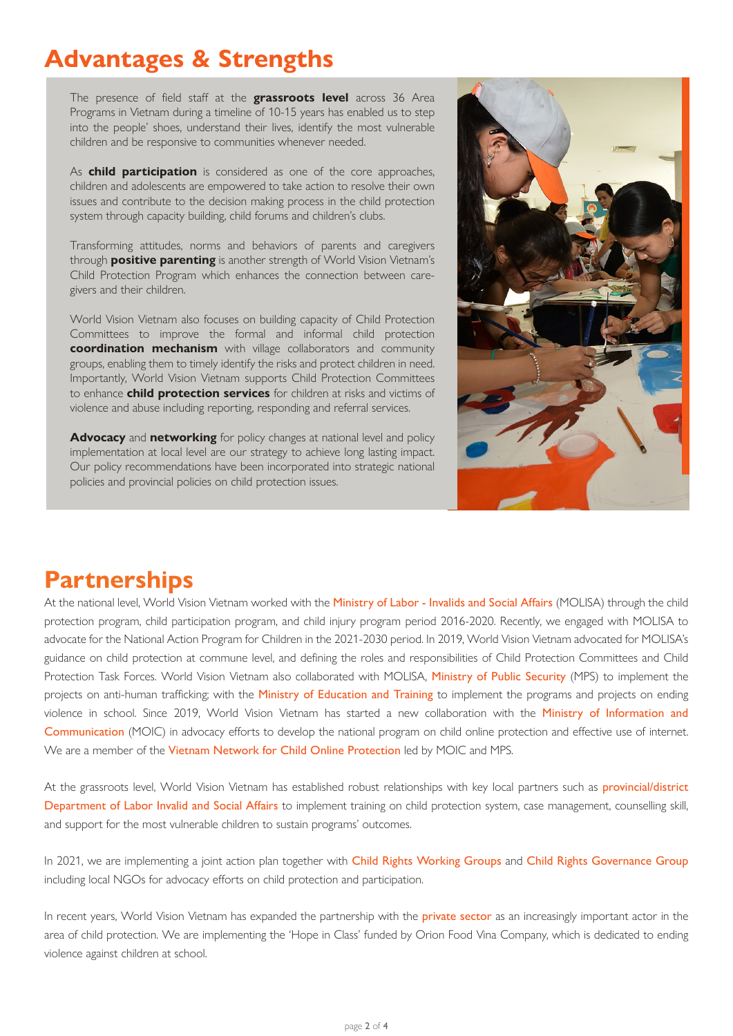## Advantages & Strengths

The presence of field staff at the **grassroots level** across 36 Area Programs in Vietnam during a timeline of 10-15 years has enabled us to step into the people' shoes, understand their lives, identify the most vulnerable children and be responsive to communities whenever needed.

As **child participation** is considered as one of the core approaches, children and adolescents are empowered to take action to resolve their own issues and contribute to the decision making process in the child protection system through capacity building, child forums and children's clubs.

Transforming attitudes, norms and behaviors of parents and caregivers through **positive parenting** is another strength of World Vision Vietnam's Child Protection Program which enhances the connection between care-givers and their children.

World Vision Vietnam also focuses on building capacity of Child Protection Committees to improve the formal and informal child protection **coordination mechanism** with village collaborators and community groups, enabling them to timely identify the risks and protect children in need. Importantly, World Vision Vietnam supports Child Protection Committees to enhance **child protection services** for children at risks and victims of violence and abuse including reporting, responding and referral services.

**Advocacy** and **networking** for policy changes at national level and policy implementation at local level are our strategy to achieve long lasting impact. Our policy recommendations have been incorporated into strategic national policies and provincial policies on child protection issues.

## Partnerships

At the national level, World Vision Vietnam worked with the Ministry of Labor - Invalids and Social Affairs (MOLISA) through the child protection program, child participation program, and child injury program period 2016-2020. Recently, we engaged with MOLISA to advocate for the National Action Program for Children in the 2021-2030 period. In 2019, World Vision Vietnam advocated for MOLISA's guidance on child protection at commune level, and defining the roles and responsibilities of Child Protection Committees and Child Protection Task Forces. World Vision Vietnam also collaborated with MOLISA, Ministry of Public Security (MPS) to implement the projects on anti-human trafficking; with the Ministry of Education and Training to implement the programs and projects on ending violence in school. Since 2019, World Vision Vietnam has started a new collaboration with the Ministry of Information and Communication (MOIC) in advocacy efforts to develop the national program on child online protection and effective use of internet. We are a member of the Vietnam Network for Child Online Protection led by MOIC and MPS.

At the grassroots level, World Vision Vietnam has established robust relationships with key local partners such as provincial/district Department of Labor Invalid and Social Affairs to implement training on child protection system, case management, counselling skill, and support for the most vulnerable children to sustain programs' outcomes.

In 2021, we are implementing a joint action plan together with Child Rights Working Groups and Child Rights Governance Group including local NGOs for advocacy efforts on child protection and participation.

In recent years, World Vision Vietnam has expanded the partnership with the private sector as an increasingly important actor in the area of child protection. We are implementing the 'Hope in Class' funded by Orion Food Vina Company, which is dedicated to ending violence against children at school.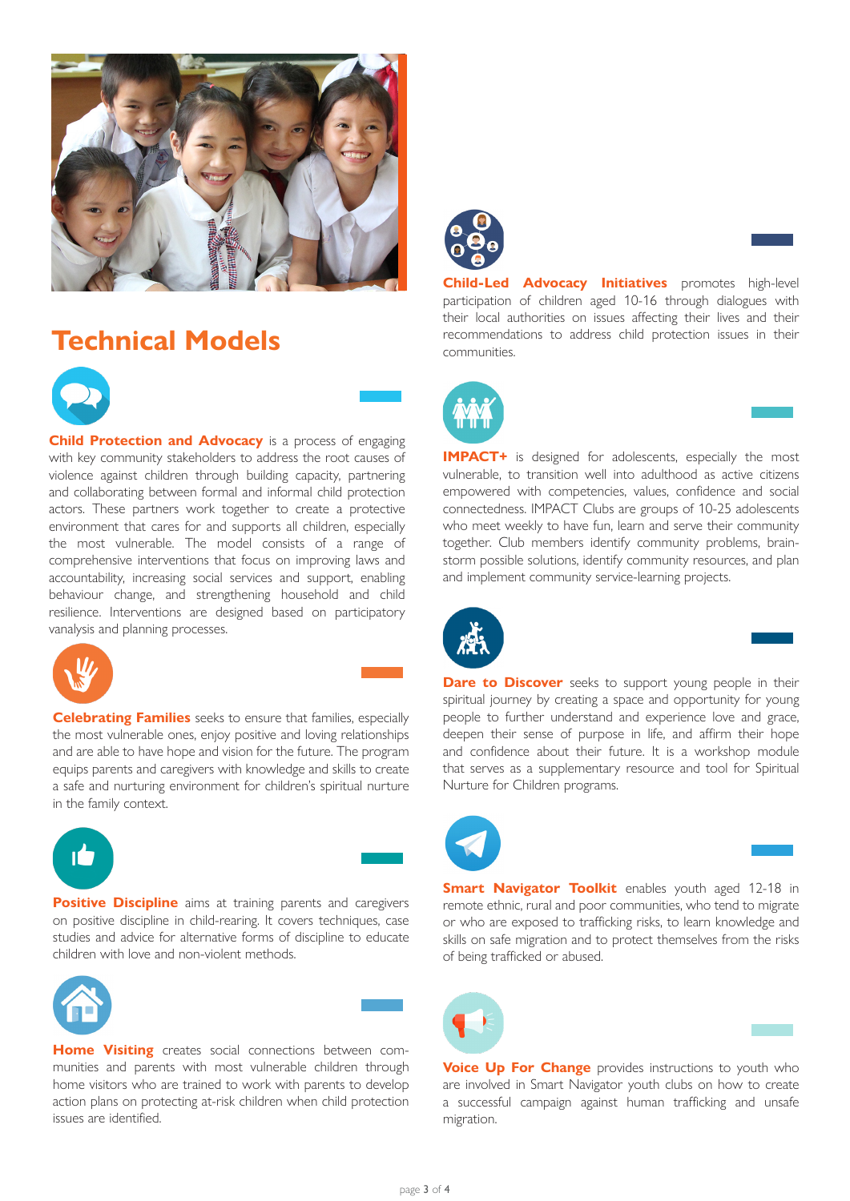# Technical Models

**Child Protection and Advocacy** is a process of engaging with key community stakeholders to address the root causes of violence against children through building capacity, partnering and collaborating between formal and informal child protection actors. These partners work together to create a protective environment that cares for and supports all children, especially the most vulnerable. The model consists of a range of comprehensive interventions that focus on improving laws and accountability, increasing social services and support, enabling behaviour change, and strengthening household and child resilience. Interventions are designed based on participatory vanalysis and planning processes.

**Celebrating Families** seeks to ensure that families, especially the most vulnerable ones, enjoy positive and loving relationships and are able to have hope and vision for the future. The program equips parents and caregivers with knowledge and skills to create a safe and nurturing environment for children's spiritual nurture in the family context.

**Positive Discipline** aims at training parents and caregivers on positive discipline in child-rearing. It covers techniques, case studies and advice for alternative forms of discipline to educate children with love and non-violent methods.

**Home Visiting** creates social connections between communities and parents with most vulnerable children through home visitors who are trained to work with parents to develop action plans on protecting at-risk children when child protection issues are identified.

**Child-Led Advocacy Initiatives** promotes high-level participation of children aged 10-16 through dialogues with their local authorities on issues affecting their lives and their recommendations to address child protection issues in their communities.

**IMPACT+** is designed for adolescents, especially the most vulnerable, to transition well into adulthood as active citizens empowered with competencies, values, confidence and social connectedness. IMPACT Clubs are groups of 10-25 adolescents who meet weekly to have fun, learn and serve their community together. Club members identify community problems, brainstorm possible solutions, identify community resources, and plan and implement community service-learning projects.

**Dare to Discover** seeks to support young people in their spiritual journey by creating a space and opportunity for young people to further understand and experience love and grace, deepen their sense of purpose in life, and affirm their hope and confidence about their future. It is a workshop module that serves as a supplementary resource and tool for Spiritual Nurture for Children programs.

**Smart Navigator Toolkit** enables youth aged 12-18 in remote ethnic, rural and poor communities, who tend to migrate or who are exposed to trafficking risks, to learn knowledge and skills on safe migration and to protect themselves from the risks of being trafficked or abused.

**Voice Up For Change** provides instructions to youth who are involved in Smart Navigator youth clubs on how to create a successful campaign against human trafficking and unsafe migration.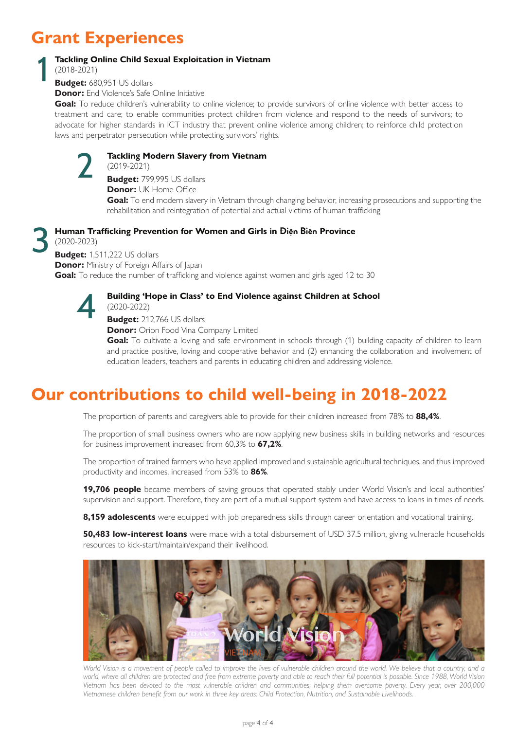# Grant Experiences

## 1

**Tackling Online Child Sexual Exploitation in Vietnam**
(2018-2021)

**Budget:** 680,951 US dollars

**Donor:** End Violence's Safe Online Initiative

**Goal:** To reduce children's vulnerability to online violence; to provide survivors of online violence with better access to treatment and care; to enable communities protect children from violence and respond to the needs of survivors; to advocate for higher standards in ICT industry that prevent online violence among children; to reinforce child protection laws and perpetrator persecution while protecting survivors' rights.

## 2

**Tackling Modern Slavery from Vietnam**
(2019-2021)

**Budget:** 799,995 US dollars

**Donor:** UK Home Office

**Goal:** To end modern slavery in Vietnam through changing behavior, increasing prosecutions and supporting the rehabilitation and reintegration of potential and actual victims of human trafficking

## 3

**Human Trafficking Prevention for Women and Girls in Điện Biên Province**
(2020-2023)

**Budget:** 1,511,222 US dollars

**Donor:** Ministry of Foreign Affairs of Japan

**Goal:** To reduce the number of trafficking and violence against women and girls aged 12 to 30

## 4

**Building 'Hope in Class' to End Violence against Children at School**
(2020-2022)

**Budget:** 212,766 US dollars

**Donor:** Orion Food Vina Company Limited

**Goal:** To cultivate a loving and safe environment in schools through (1) building capacity of children to learn and practice positive, loving and cooperative behavior and (2) enhancing the collaboration and involvement of education leaders, teachers and parents in educating children and addressing violence.

# Our contributions to child well-being in 2018-2022

The proportion of parents and caregivers able to provide for their children increased from 78% to **88,4%**.

The proportion of small business owners who are now applying new business skills in building networks and resources for business improvement increased from 60,3% to **67,2%**.

The proportion of trained farmers who have applied improved and sustainable agricultural techniques, and thus improved productivity and incomes, increased from 53% to **86%**.

**19,706 people** became members of saving groups that operated stably under World Vision's and local authorities' supervision and support. Therefore, they are part of a mutual support system and have access to loans in times of needs.

**8,159 adolescents** were equipped with job preparedness skills through career orientation and vocational training.

**50,483 low-interest loans** were made with a total disbursement of USD 37.5 million, giving vulnerable households resources to kick-start/maintain/expand their livelihood.

*World Vision is a movement of people called to improve the lives of vulnerable children around the world. We believe that a country, and a world, where all children are protected and free from extreme poverty and able to reach their full potential is possible. Since 1988, World Vision Vietnam has been devoted to the most vulnerable children and communities, helping them overcome poverty. Every year, over 200,000 Vietnamese children benefit from our work in three key areas: Child Protection, Nutrition, and Sustainable Livelihoods.*